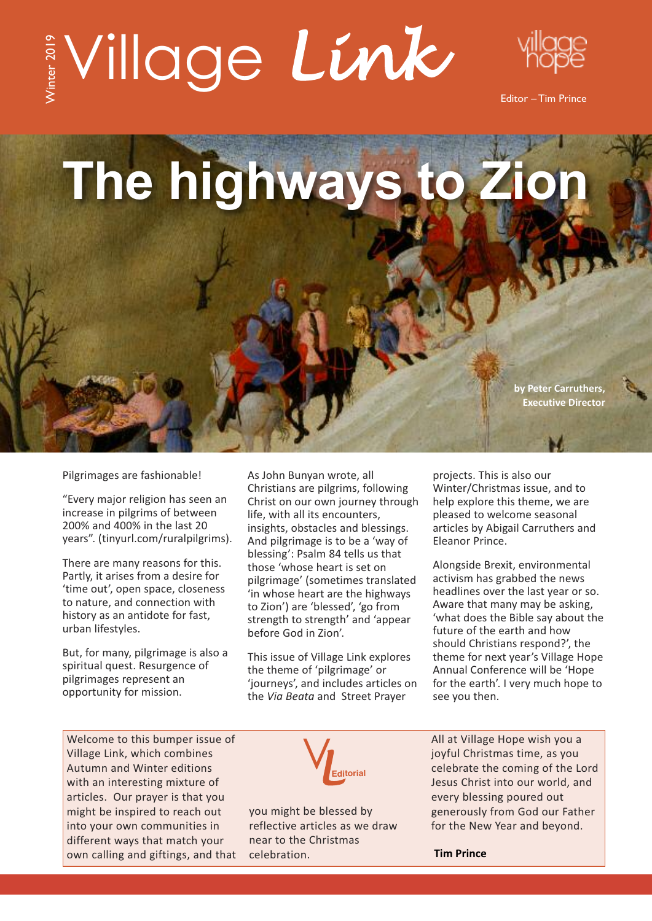Winter 2019

# Village *Link*

village hope

Editor – Tim Prince

# The highways to Zion

**by Peter Carruthers, Executive Director**

Pilgrimages are fashionable!

"Every major religion has seen an increase in pilgrims of between 200% and 400% in the last 20 years". (tinyurl.com/ruralpilgrims).

There are many reasons for this. Partly, it arises from a desire for 'time out', open space, closeness to nature, and connection with history as an antidote for fast, urban lifestyles.

But, for many, pilgrimage is also a spiritual quest. Resurgence of pilgrimages represent an opportunity for mission.

As John Bunyan wrote, all Christians are pilgrims, following Christ on our own journey through life, with all its encounters, insights, obstacles and blessings. And pilgrimage is to be a 'way of blessing': Psalm 84 tells us that those 'whose heart is set on pilgrimage' (sometimes translated 'in whose heart are the highways to Zion') are 'blessed', 'go from strength to strength' and 'appear before God in Zion'.

This issue of Village Link explores the theme of 'pilgrimage' or 'journeys', and includes articles on the *Via Beata* and Street Prayer projects. This is also our Winter/Christmas issue, and to help explore this theme, we are pleased to welcome seasonal articles by Abigail Carruthers and Eleanor Prince.

Alongside Brexit, environmental activism has grabbed the news headlines over the last year or so. Aware that many may be asking, 'what does the Bible say about the future of the earth and how should Christians respond?', the theme for next year's Village Hope Annual Conference will be 'Hope for the earth'. I very much hope to see you then.

## VL Editorial

Welcome to this bumper issue of Village Link, which combines Autumn and Winter editions with an interesting mixture of articles. Our prayer is that you might be inspired to reach out into your own communities in different ways that match your own calling and giftings, and that you might be blessed by reflective articles as we draw near to the Christmas celebration.

All at Village Hope wish you a joyful Christmas time, as you celebrate the coming of the Lord Jesus Christ into our world, and every blessing poured out generously from God our Father for the New Year and beyond.

**Tim Prince**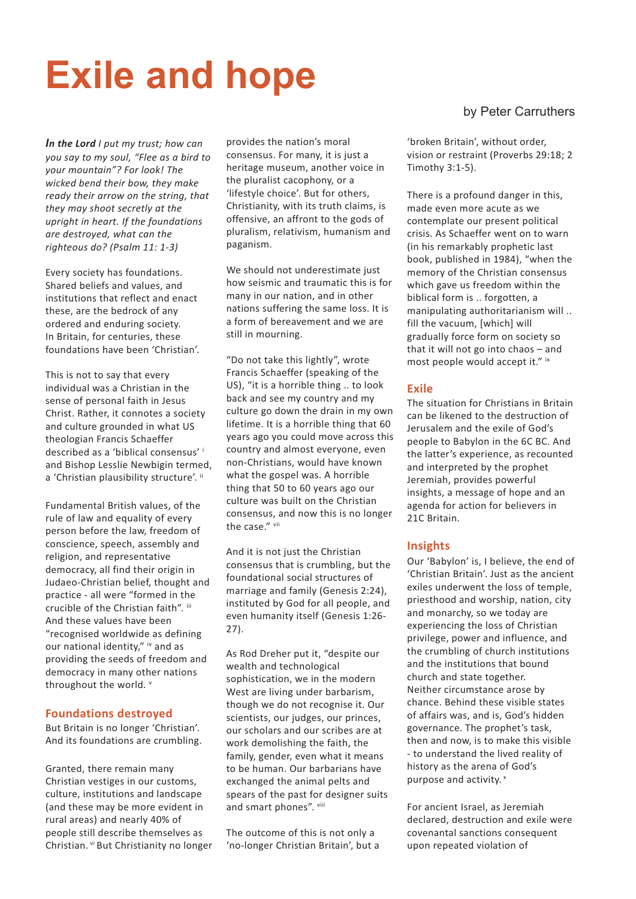# Exile and hope

by Peter Carruthers

***In the Lord** I put my trust; how can you say to my soul, "Flee as a bird to your mountain"? For look! The wicked bend their bow, they make ready their arrow on the string, that they may shoot secretly at the upright in heart. If the foundations are destroyed, what can the righteous do? (Psalm 11: 1-3)*

Every society has foundations. Shared beliefs and values, and institutions that reflect and enact these, are the bedrock of any ordered and enduring society. In Britain, for centuries, these foundations have been 'Christian'.

This is not to say that every individual was a Christian in the sense of personal faith in Jesus Christ. Rather, it connotes a society and culture grounded in what US theologian Francis Schaeffer described as a 'biblical consensus' [i] and Bishop Lesslie Newbigin termed, a 'Christian plausibility structure'. [ii]

Fundamental British values, of the rule of law and equality of every person before the law, freedom of conscience, speech, assembly and religion, and representative democracy, all find their origin in Judaeo-Christian belief, thought and practice - all were "formed in the crucible of the Christian faith". [iii] And these values have been "recognised worldwide as defining our national identity," [iv] and as providing the seeds of freedom and democracy in many other nations throughout the world. [v]

## Foundations destroyed

But Britain is no longer 'Christian'. And its foundations are crumbling.

Granted, there remain many Christian vestiges in our customs, culture, institutions and landscape (and these may be more evident in rural areas) and nearly 40% of people still describe themselves as Christian. [vi] But Christianity no longer provides the nation's moral consensus. For many, it is just a heritage museum, another voice in the pluralist cacophony, or a 'lifestyle choice'. But for others, Christianity, with its truth claims, is offensive, an affront to the gods of pluralism, relativism, humanism and paganism.

We should not underestimate just how seismic and traumatic this is for many in our nation, and in other nations suffering the same loss. It is a form of bereavement and we are still in mourning.

"Do not take this lightly", wrote Francis Schaeffer (speaking of the US), "it is a horrible thing .. to look back and see my country and my culture go down the drain in my own lifetime. It is a horrible thing that 60 years ago you could move across this country and almost everyone, even non-Christians, would have known what the gospel was. A horrible thing that 50 to 60 years ago our culture was built on the Christian consensus, and now this is no longer the case." [vii]

And it is not just the Christian consensus that is crumbling, but the foundational social structures of marriage and family (Genesis 2:24), instituted by God for all people, and even humanity itself (Genesis 1:26-27).

As Rod Dreher put it, "despite our wealth and technological sophistication, we in the modern West are living under barbarism, though we do not recognise it. Our scientists, our judges, our princes, our scholars and our scribes are at work demolishing the faith, the family, gender, even what it means to be human. Our barbarians have exchanged the animal pelts and spears of the past for designer suits and smart phones". [viii]

The outcome of this is not only a 'no-longer Christian Britain', but a 'broken Britain', without order, vision or restraint (Proverbs 29:18; 2 Timothy 3:1-5).

There is a profound danger in this, made even more acute as we contemplate our present political crisis. As Schaeffer went on to warn (in his remarkably prophetic last book, published in 1984), "when the memory of the Christian consensus which gave us freedom within the biblical form is .. forgotten, a manipulating authoritarianism will .. fill the vacuum, [which] will gradually force form on society so that it will not go into chaos – and most people would accept it." [ix]

## Exile

The situation for Christians in Britain can be likened to the destruction of Jerusalem and the exile of God's people to Babylon in the 6C BC. And the latter's experience, as recounted and interpreted by the prophet Jeremiah, provides powerful insights, a message of hope and an agenda for action for believers in 21C Britain.

## Insights

Our 'Babylon' is, I believe, the end of 'Christian Britain'. Just as the ancient exiles underwent the loss of temple, priesthood and worship, nation, city and monarchy, so we today are experiencing the loss of Christian privilege, power and influence, and the crumbling of church institutions and the institutions that bound church and state together.
Neither circumstance arose by chance. Behind these visible states of affairs was, and is, God's hidden governance. The prophet's task, then and now, is to make this visible - to understand the lived reality of history as the arena of God's purpose and activity. [x]

For ancient Israel, as Jeremiah declared, destruction and exile were covenantal sanctions consequent upon repeated violation of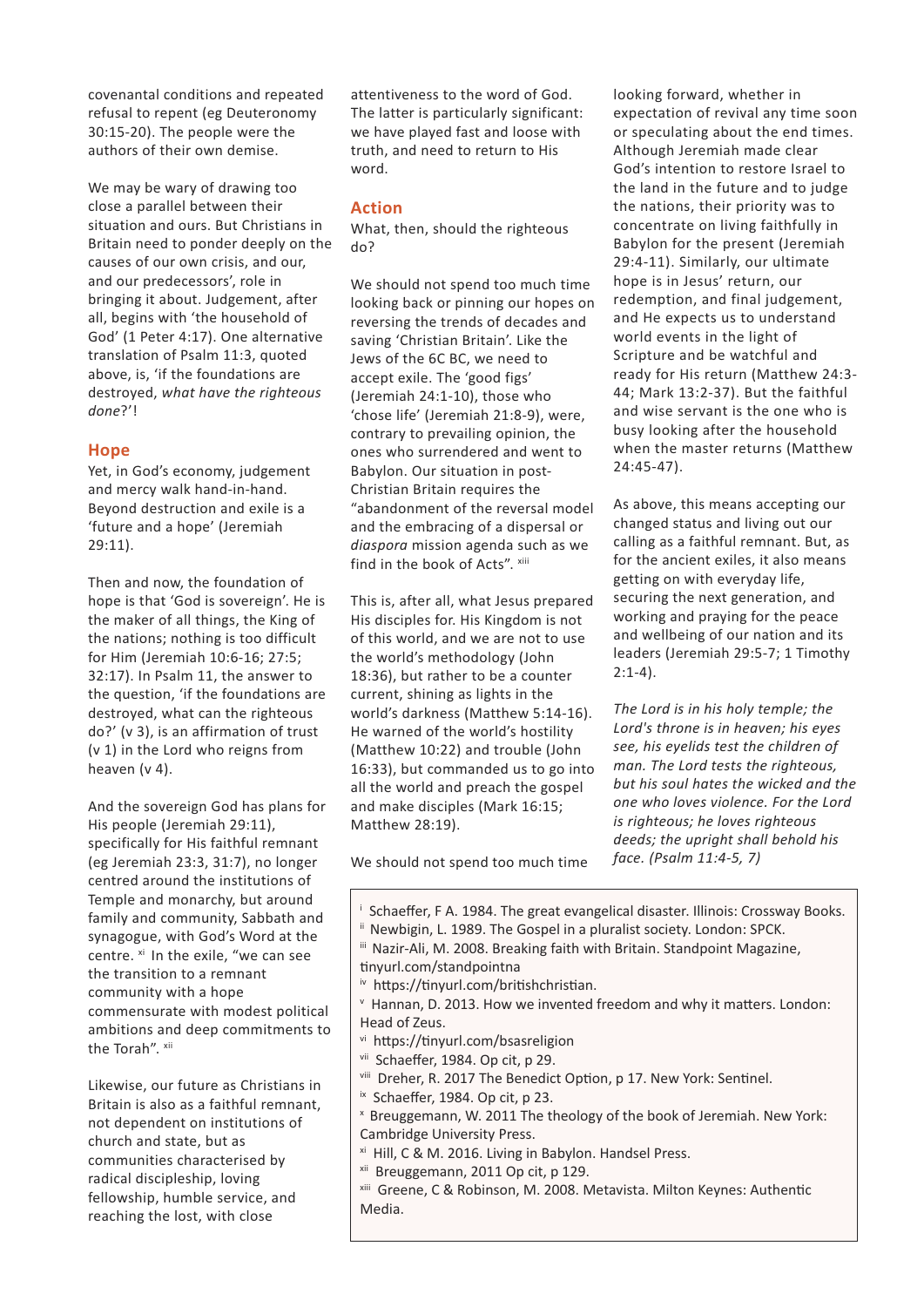covenantal conditions and repeated refusal to repent (eg Deuteronomy 30:15-20). The people were the authors of their own demise.

We may be wary of drawing too close a parallel between their situation and ours. But Christians in Britain need to ponder deeply on the causes of our own crisis, and our, and our predecessors', role in bringing it about. Judgement, after all, begins with 'the household of God' (1 Peter 4:17). One alternative translation of Psalm 11:3, quoted above, is, 'if the foundations are destroyed, *what have the righteous done*?'!

## Hope

Yet, in God's economy, judgement and mercy walk hand-in-hand. Beyond destruction and exile is a 'future and a hope' (Jeremiah 29:11).

Then and now, the foundation of hope is that 'God is sovereign'. He is the maker of all things, the King of the nations; nothing is too difficult for Him (Jeremiah 10:6-16; 27:5; 32:17). In Psalm 11, the answer to the question, 'if the foundations are destroyed, what can the righteous do?' (v 3), is an affirmation of trust (v 1) in the Lord who reigns from heaven (v 4).

And the sovereign God has plans for His people (Jeremiah 29:11), specifically for His faithful remnant (eg Jeremiah 23:3, 31:7), no longer centred around the institutions of Temple and monarchy, but around family and community, Sabbath and synagogue, with God's Word at the centre. [xi] In the exile, "we can see the transition to a remnant community with a hope commensurate with modest political ambitions and deep commitments to the Torah". [xii]

Likewise, our future as Christians in Britain is also as a faithful remnant, not dependent on institutions of church and state, but as communities characterised by radical discipleship, loving fellowship, humble service, and reaching the lost, with close attentiveness to the word of God. The latter is particularly significant: we have played fast and loose with truth, and need to return to His word.

## Action

What, then, should the righteous do?

We should not spend too much time looking back or pinning our hopes on reversing the trends of decades and saving 'Christian Britain'. Like the Jews of the 6C BC, we need to accept exile. The 'good figs' (Jeremiah 24:1-10), those who 'chose life' (Jeremiah 21:8-9), were, contrary to prevailing opinion, the ones who surrendered and went to Babylon. Our situation in post-Christian Britain requires the "abandonment of the reversal model and the embracing of a dispersal or *diaspora* mission agenda such as we find in the book of Acts". [xiii]

This is, after all, what Jesus prepared His disciples for. His Kingdom is not of this world, and we are not to use the world's methodology (John 18:36), but rather to be a counter current, shining as lights in the world's darkness (Matthew 5:14-16). He warned of the world's hostility (Matthew 10:22) and trouble (John 16:33), but commanded us to go into all the world and preach the gospel and make disciples (Mark 16:15; Matthew 28:19).

We should not spend too much time looking forward, whether in expectation of revival any time soon or speculating about the end times. Although Jeremiah made clear God's intention to restore Israel to the land in the future and to judge the nations, their priority was to concentrate on living faithfully in Babylon for the present (Jeremiah 29:4-11). Similarly, our ultimate hope is in Jesus' return, our redemption, and final judgement, and He expects us to understand world events in the light of Scripture and be watchful and ready for His return (Matthew 24:3-44; Mark 13:2-37). But the faithful and wise servant is the one who is busy looking after the household when the master returns (Matthew 24:45-47).

As above, this means accepting our changed status and living out our calling as a faithful remnant. But, as for the ancient exiles, it also means getting on with everyday life, securing the next generation, and working and praying for the peace and wellbeing of our nation and its leaders (Jeremiah 29:5-7; 1 Timothy 2:1-4).

*The Lord is in his holy temple; the Lord's throne is in heaven; his eyes see, his eyelids test the children of man. The Lord tests the righteous, but his soul hates the wicked and the one who loves violence. For the Lord is righteous; he loves righteous deeds; the upright shall behold his face. (Psalm 11:4-5, 7)*

---

[i] Schaeffer, F A. 1984. The great evangelical disaster. Illinois: Crossway Books.
[ii] Newbigin, L. 1989. The Gospel in a pluralist society. London: SPCK.
[iii] Nazir-Ali, M. 2008. Breaking faith with Britain. Standpoint Magazine, tinyurl.com/standpointna
[iv] https://tinyurl.com/britishchristian.
[v] Hannan, D. 2013. How we invented freedom and why it matters. London: Head of Zeus.
[vi] https://tinyurl.com/bsasreligion
[vii] Schaeffer, 1984. Op cit, p 29.
[viii] Dreher, R. 2017 The Benedict Option, p 17. New York: Sentinel.
[ix] Schaeffer, 1984. Op cit, p 23.
[x] Breuggemann, W. 2011 The theology of the book of Jeremiah. New York: Cambridge University Press.
[xi] Hill, C & M. 2016. Living in Babylon. Handsel Press.
[xii] Breuggemann, 2011 Op cit, p 129.
[xiii] Greene, C & Robinson, M. 2008. Metavista. Milton Keynes: Authentic Media.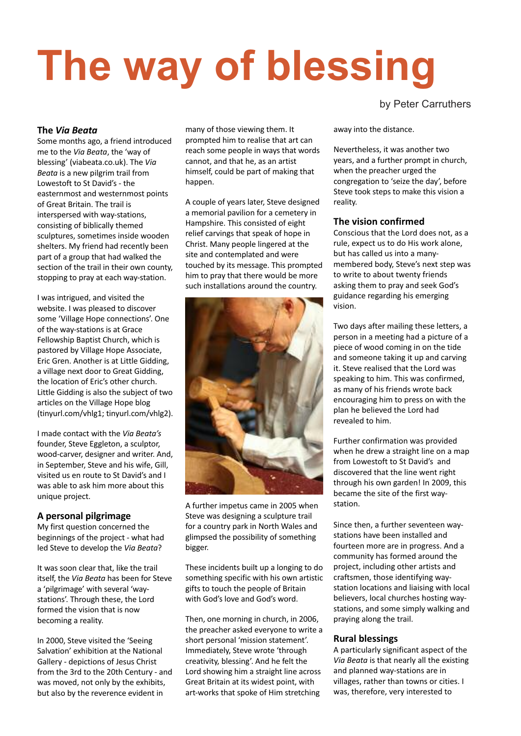# The way of blessing

by Peter Carruthers

### The *Via Beata*

Some months ago, a friend introduced me to the *Via Beata*, the 'way of blessing' (viabeata.co.uk). The *Via Beata* is a new pilgrim trail from Lowestoft to St David's - the easternmost and westernmost points of Great Britain. The trail is interspersed with way-stations, consisting of biblically themed sculptures, sometimes inside wooden shelters. My friend had recently been part of a group that had walked the section of the trail in their own county, stopping to pray at each way-station.

I was intrigued, and visited the website. I was pleased to discover some 'Village Hope connections'. One of the way-stations is at Grace Fellowship Baptist Church, which is pastored by Village Hope Associate, Eric Gren. Another is at Little Gidding, a village next door to Great Gidding, the location of Eric's other church. Little Gidding is also the subject of two articles on the Village Hope blog (tinyurl.com/vhlg1; tinyurl.com/vhlg2).

I made contact with the *Via Beata's* founder, Steve Eggleton, a sculptor, wood-carver, designer and writer. And, in September, Steve and his wife, Gill, visited us en route to St David's and I was able to ask him more about this unique project.

### A personal pilgrimage

My first question concerned the beginnings of the project - what had led Steve to develop the *Via Beata*?

It was soon clear that, like the trail itself, the *Via Beata* has been for Steve a 'pilgrimage' with several 'way-stations'. Through these, the Lord formed the vision that is now becoming a reality.

In 2000, Steve visited the 'Seeing Salvation' exhibition at the National Gallery - depictions of Jesus Christ from the 3rd to the 20th Century - and was moved, not only by the exhibits, but also by the reverence evident in many of those viewing them. It prompted him to realise that art can reach some people in ways that words cannot, and that he, as an artist himself, could be part of making that happen.

A couple of years later, Steve designed a memorial pavilion for a cemetery in Hampshire. This consisted of eight relief carvings that speak of hope in Christ. Many people lingered at the site and contemplated and were touched by its message. This prompted him to pray that there would be more such installations around the country.

A further impetus came in 2005 when Steve was designing a sculpture trail for a country park in North Wales and glimpsed the possibility of something bigger.

These incidents built up a longing to do something specific with his own artistic gifts to touch the people of Britain with God's love and God's word.

Then, one morning in church, in 2006, the preacher asked everyone to write a short personal 'mission statement'. Immediately, Steve wrote 'through creativity, blessing'. And he felt the Lord showing him a straight line across Great Britain at its widest point, with art-works that spoke of Him stretching away into the distance.

Nevertheless, it was another two years, and a further prompt in church, when the preacher urged the congregation to 'seize the day', before Steve took steps to make this vision a reality.

### The vision confirmed

Conscious that the Lord does not, as a rule, expect us to do His work alone, but has called us into a many-membered body, Steve's next step was to write to about twenty friends asking them to pray and seek God's guidance regarding his emerging vision.

Two days after mailing these letters, a person in a meeting had a picture of a piece of wood coming in on the tide and someone taking it up and carving it. Steve realised that the Lord was speaking to him. This was confirmed, as many of his friends wrote back encouraging him to press on with the plan he believed the Lord had revealed to him.

Further confirmation was provided when he drew a straight line on a map from Lowestoft to St David's and discovered that the line went right through his own garden! In 2009, this became the site of the first way-station.

Since then, a further seventeen way-stations have been installed and fourteen more are in progress. And a community has formed around the project, including other artists and craftsmen, those identifying way-station locations and liaising with local believers, local churches hosting way-stations, and some simply walking and praying along the trail.

### Rural blessings

A particularly significant aspect of the *Via Beata* is that nearly all the existing and planned way-stations are in villages, rather than towns or cities. I was, therefore, very interested to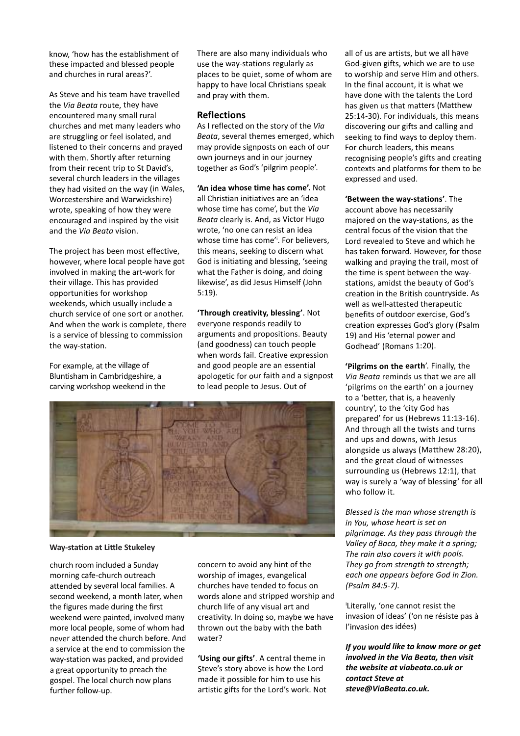know, 'how has the establishment of these impacted and blessed people and churches in rural areas?'.

As Steve and his team have travelled the *Via Beata* route, they have encountered many small rural churches and met many leaders who are struggling or feel isolated, and listened to their concerns and prayed with them. Shortly after returning from their recent trip to St David's, several church leaders in the villages they had visited on the way (in Wales, Worcestershire and Warwickshire) wrote, speaking of how they were encouraged and inspired by the visit and the *Via Beata* vision.

The project has been most effective, however, where local people have got involved in making the art-work for their village. This has provided opportunities for workshop weekends, which usually include a church service of one sort or another. And when the work is complete, there is a service of blessing to commission the way-station.

For example, at the village of Bluntisham in Cambridgeshire, a carving workshop weekend in the church room included a Sunday morning cafe-church outreach attended by several local families. A second weekend, a month later, when the figures made during the first weekend were painted, involved many more local people, some of whom had never attended the church before. And a service at the end to commission the way-station was packed, and provided a great opportunity to preach the gospel. The local church now plans further follow-up.

There are also many individuals who use the way-stations regularly as places to be quiet, some of whom are happy to have local Christians speak and pray with them.

## Reflections

As I reflected on the story of the *Via Beata*, several themes emerged, which may provide signposts on each of our own journeys and in our journey together as God's 'pilgrim people'.

**'An idea whose time has come'.** Not all Christian initiatives are an 'idea whose time has come', but the *Via Beata* clearly is. And, as Victor Hugo wrote, 'no one can resist an idea whose time has come'[i]. For believers, this means, seeking to discern what God is initiating and blessing, 'seeing what the Father is doing, and doing likewise', as did Jesus Himself (John 5:19).

**'Through creativity, blessing'**. Not everyone responds readily to arguments and propositions. Beauty (and goodness) can touch people when words fail. Creative expression and good people are an essential apologetic for our faith and a signpost to lead people to Jesus. Out of concern to avoid any hint of the worship of images, evangelical churches have tended to focus on words alone and stripped worship and church life of any visual art and creativity. In doing so, maybe we have thrown out the baby with the bath water?

Way-station at Little Stukeley

**'Using our gifts'**. A central theme in Steve's story above is how the Lord made it possible for him to use his artistic gifts for the Lord's work. Not all of us are artists, but we all have God-given gifts, which we are to use to worship and serve Him and others. In the final account, it is what we have done with the talents the Lord has given us that matters (Matthew 25:14-30). For individuals, this means discovering our gifts and calling and seeking to find ways to deploy them. For church leaders, this means recognising people's gifts and creating contexts and platforms for them to be expressed and used.

**'Between the way-stations'**. The account above has necessarily majored on the way-stations, as the central focus of the vision that the Lord revealed to Steve and which he has taken forward. However, for those walking and praying the trail, most of the time is spent between the way-stations, amidst the beauty of God's creation in the British countryside. As well as well-attested therapeutic benefits of outdoor exercise, God's creation expresses God's glory (Psalm 19) and His 'eternal power and Godhead' (Romans 1:20).

**'Pilgrims on the earth'**. Finally, the *Via Beata* reminds us that we are all 'pilgrims on the earth' on a journey to a 'better, that is, a heavenly country', to the 'city God has prepared' for us (Hebrews 11:13-16). And through all the twists and turns and ups and downs, with Jesus alongside us always (Matthew 28:20), and the great cloud of witnesses surrounding us (Hebrews 12:1), that way is surely a 'way of blessing' for all who follow it.

*Blessed is the man whose strength is in You, whose heart is set on pilgrimage. As they pass through the Valley of Baca, they make it a spring; The rain also covers it with pools. They go from strength to strength; each one appears before God in Zion. (Psalm 84:5-7).*

[i] Literally, 'one cannot resist the invasion of ideas' ('on ne résiste pas à l'invasion des idées)

***If you would like to know more or get involved in the Via Beata, then visit the website at viabeata.co.uk or contact Steve at steve@ViaBeata.co.uk.***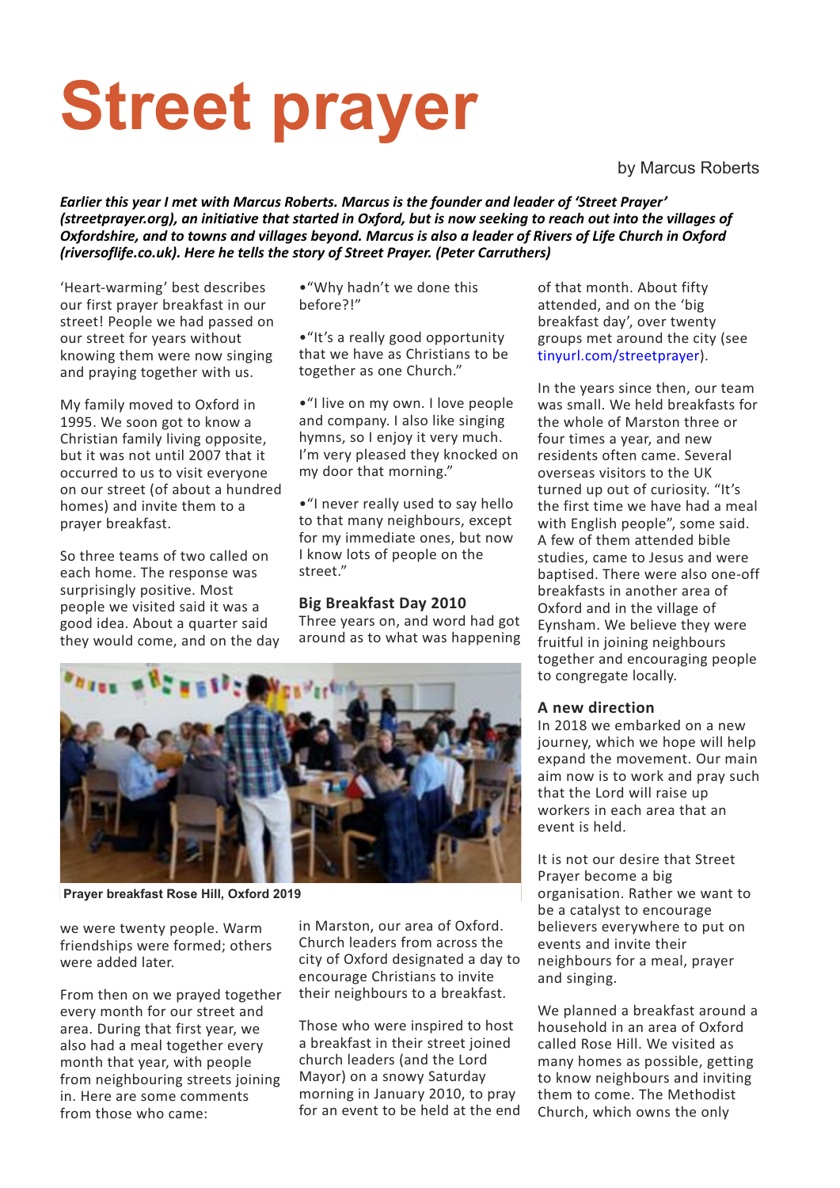# Street prayer

by Marcus Roberts

***Earlier this year I met with Marcus Roberts. Marcus is the founder and leader of 'Street Prayer' (streetprayer.org), an initiative that started in Oxford, but is now seeking to reach out into the villages of Oxfordshire, and to towns and villages beyond. Marcus is also a leader of Rivers of Life Church in Oxford (riversoflife.co.uk). Here he tells the story of Street Prayer. (Peter Carruthers)***

'Heart-warming' best describes our first prayer breakfast in our street! People we had passed on our street for years without knowing them were now singing and praying together with us.

My family moved to Oxford in 1995. We soon got to know a Christian family living opposite, but it was not until 2007 that it occurred to us to visit everyone on our street (of about a hundred homes) and invite them to a prayer breakfast.

So three teams of two called on each home. The response was surprisingly positive. Most people we visited said it was a good idea. About a quarter said they would come, and on the day we were twenty people. Warm friendships were formed; others were added later.

From then on we prayed together every month for our street and area. During that first year, we also had a meal together every month that year, with people from neighbouring streets joining in. Here are some comments from those who came:

- "Why hadn't we done this before?!"
- "It's a really good opportunity that we have as Christians to be together as one Church."
- "I live on my own. I love people and company. I also like singing hymns, so I enjoy it very much. I'm very pleased they knocked on my door that morning."
- "I never really used to say hello to that many neighbours, except for my immediate ones, but now I know lots of people on the street."

### Big Breakfast Day 2010

Three years on, and word had got around as to what was happening in Marston, our area of Oxford. Church leaders from across the city of Oxford designated a day to encourage Christians to invite their neighbours to a breakfast.

Those who were inspired to host a breakfast in their street joined church leaders (and the Lord Mayor) on a snowy Saturday morning in January 2010, to pray for an event to be held at the end of that month. About fifty attended, and on the 'big breakfast day', over twenty groups met around the city (see tinyurl.com/streetprayer).

In the years since then, our team was small. We held breakfasts for the whole of Marston three or four times a year, and new residents often came. Several overseas visitors to the UK turned up out of curiosity. "It's the first time we have had a meal with English people", some said. A few of them attended bible studies, came to Jesus and were baptised. There were also one-off breakfasts in another area of Oxford and in the village of Eynsham. We believe they were fruitful in joining neighbours together and encouraging people to congregate locally.

Prayer breakfast Rose Hill, Oxford 2019

### A new direction

In 2018 we embarked on a new journey, which we hope will help expand the movement. Our main aim now is to work and pray such that the Lord will raise up workers in each area that an event is held.

It is not our desire that Street Prayer become a big organisation. Rather we want to be a catalyst to encourage believers everywhere to put on events and invite their neighbours for a meal, prayer and singing.

We planned a breakfast around a household in an area of Oxford called Rose Hill. We visited as many homes as possible, getting to know neighbours and inviting them to come. The Methodist Church, which owns the only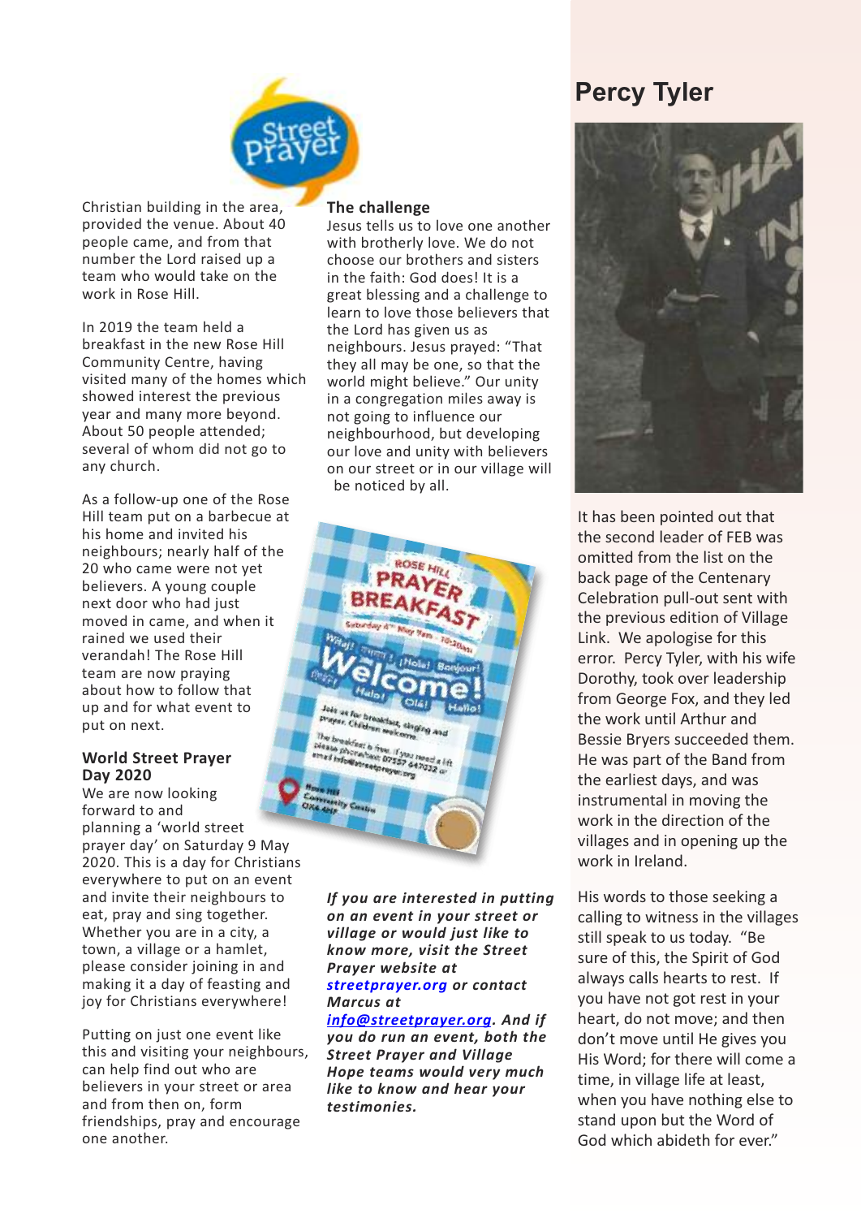Christian building in the area, provided the venue. About 40 people came, and from that number the Lord raised up a team who would take on the work in Rose Hill.

In 2019 the team held a breakfast in the new Rose Hill Community Centre, having visited many of the homes which showed interest the previous year and many more beyond. About 50 people attended; several of whom did not go to any church.

As a follow-up one of the Rose Hill team put on a barbecue at his home and invited his neighbours; nearly half of the 20 who came were not yet believers. A young couple next door who had just moved in came, and when it rained we used their verandah! The Rose Hill team are now praying about how to follow that up and for what event to put on next.

### World Street Prayer Day 2020

We are now looking forward to and planning a 'world street prayer day' on Saturday 9 May 2020. This is a day for Christians everywhere to put on an event and invite their neighbours to eat, pray and sing together. Whether you are in a city, a town, a village or a hamlet, please consider joining in and making it a day of feasting and joy for Christians everywhere!

Putting on just one event like this and visiting your neighbours, can help find out who are believers in your street or area and from then on, form friendships, pray and encourage one another.

### The challenge

Jesus tells us to love one another with brotherly love. We do not choose our brothers and sisters in the faith: God does! It is a great blessing and a challenge to learn to love those believers that the Lord has given us as neighbours. Jesus prayed: "That they all may be one, so that the world might believe." Our unity in a congregation miles away is not going to influence our neighbourhood, but developing our love and unity with believers on our street or in our village will be noticed by all.

***If you are interested in putting on an event in your street or village or would just like to know more, visit the Street Prayer website at streetprayer.org or contact Marcus at info@streetprayer.org. And if you do run an event, both the Street Prayer and Village Hope teams would very much like to know and hear your testimonies.***

## Percy Tyler

It has been pointed out that the second leader of FEB was omitted from the list on the back page of the Centenary Celebration pull-out sent with the previous edition of Village Link. We apologise for this error. Percy Tyler, with his wife Dorothy, took over leadership from George Fox, and they led the work until Arthur and Bessie Bryers succeeded them. He was part of the Band from the earliest days, and was instrumental in moving the work in the direction of the villages and in opening up the work in Ireland.

His words to those seeking a calling to witness in the villages still speak to us today. "Be sure of this, the Spirit of God always calls hearts to rest. If you have not got rest in your heart, do not move; and then don't move until He gives you His Word; for there will come a time, in village life at least, when you have nothing else to stand upon but the Word of God which abideth for ever."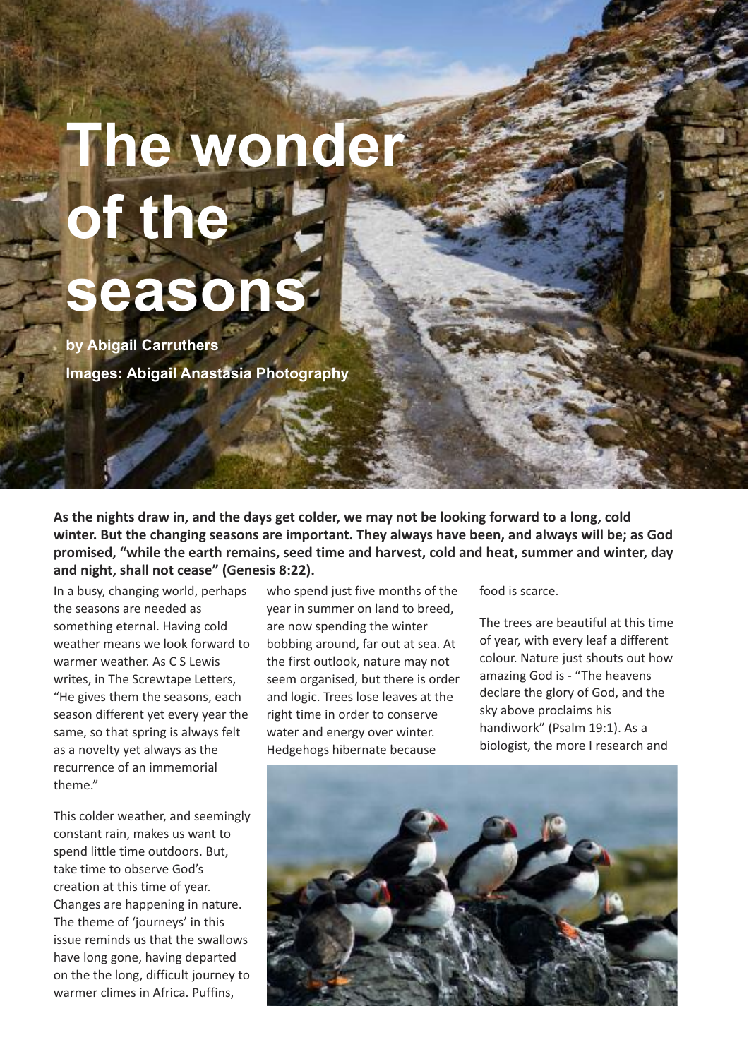# The wonder of the seasons

**by Abigail Carruthers**

**Images: Abigail Anastasia Photography**

**As the nights draw in, and the days get colder, we may not be looking forward to a long, cold winter. But the changing seasons are important. They always have been, and always will be; as God promised, "while the earth remains, seed time and harvest, cold and heat, summer and winter, day and night, shall not cease" (Genesis 8:22).**

In a busy, changing world, perhaps the seasons are needed as something eternal. Having cold weather means we look forward to warmer weather. As C S Lewis writes, in The Screwtape Letters, "He gives them the seasons, each season different yet every year the same, so that spring is always felt as a novelty yet always as the recurrence of an immemorial theme."

This colder weather, and seemingly constant rain, makes us want to spend little time outdoors. But, take time to observe God's creation at this time of year. Changes are happening in nature. The theme of 'journeys' in this issue reminds us that the swallows have long gone, having departed on the the long, difficult journey to warmer climes in Africa. Puffins, who spend just five months of the year in summer on land to breed, are now spending the winter bobbing around, far out at sea. At the first outlook, nature may not seem organised, but there is order and logic. Trees lose leaves at the right time in order to conserve water and energy over winter. Hedgehogs hibernate because food is scarce.

The trees are beautiful at this time of year, with every leaf a different colour. Nature just shouts out how amazing God is - "The heavens declare the glory of God, and the sky above proclaims his handiwork" (Psalm 19:1). As a biologist, the more I research and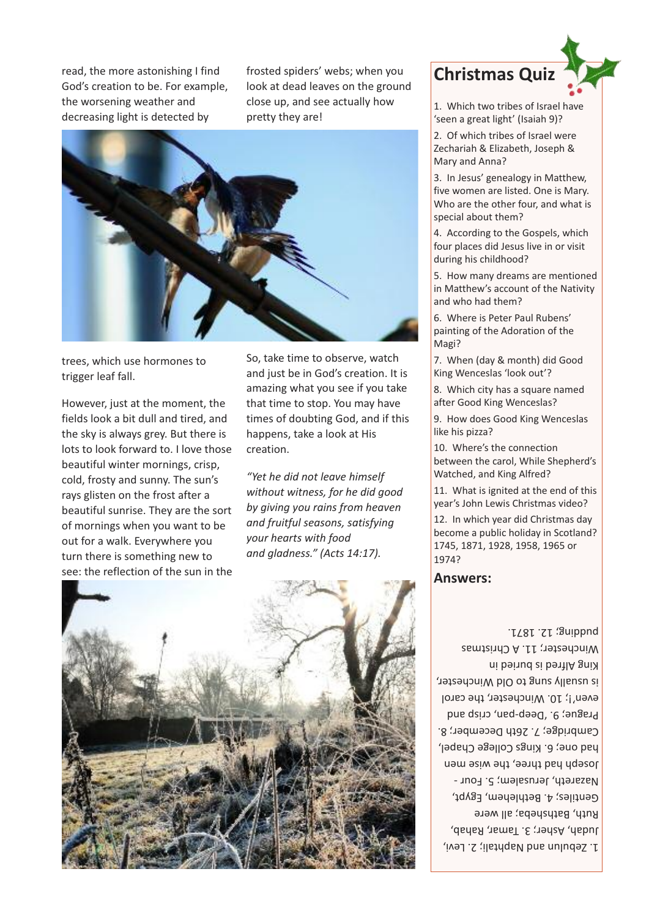read, the more astonishing I find God's creation to be. For example, the worsening weather and decreasing light is detected by trees, which use hormones to trigger leaf fall.

However, just at the moment, the fields look a bit dull and tired, and the sky is always grey. But there is lots to look forward to. I love those beautiful winter mornings, crisp, cold, frosty and sunny. The sun's rays glisten on the frost after a beautiful sunrise. They are the sort of mornings when you want to be out for a walk. Everywhere you turn there is something new to see: the reflection of the sun in the frosted spiders' webs; when you look at dead leaves on the ground close up, and see actually how pretty they are!

So, take time to observe, watch and just be in God's creation. It is amazing what you see if you take that time to stop. You may have times of doubting God, and if this happens, take a look at His creation.

*"Yet he did not leave himself without witness, for he did good by giving you rains from heaven and fruitful seasons, satisfying your hearts with food and gladness." (Acts 14:17).*

## Christmas Quiz

1. Which two tribes of Israel have 'seen a great light' (Isaiah 9)?
2. Of which tribes of Israel were Zechariah & Elizabeth, Joseph & Mary and Anna?
3. In Jesus' genealogy in Matthew, five women are listed. One is Mary. Who are the other four, and what is special about them?
4. According to the Gospels, which four places did Jesus live in or visit during his childhood?
5. How many dreams are mentioned in Matthew's account of the Nativity and who had them?
6. Where is Peter Paul Rubens' painting of the Adoration of the Magi?
7. When (day & month) did Good King Wenceslas 'look out'?
8. Which city has a square named after Good King Wenceslas?
9. How does Good King Wenceslas like his pizza?
10. Where's the connection between the carol, While Shepherd's Watched, and King Alfred?
11. What is ignited at the end of this year's John Lewis Christmas video?
12. In which year did Christmas day become a public holiday in Scotland? 1745, 1871, 1928, 1958, 1965 or 1974?

### Answers:

1. Zebulun and Naphtali; 2. Levi, Judah, Asher; 3. Tamar, Rahab, Ruth, Bathsheba; all were Gentiles; 4. Bethlehem, Egypt, Nazareth, Jerusalem; 5. Four - Joseph had three, the wise men had one; 6. Kings College Chapel, Cambridge; 7. 26th December; 8. Prague; 9. Deep-pan, crisp and even'!; 10. Winchester, the carol is usually sung to Old Winchester, King Alfred is buried in Winchester; 11. A Christmas pudding; 12. 1871.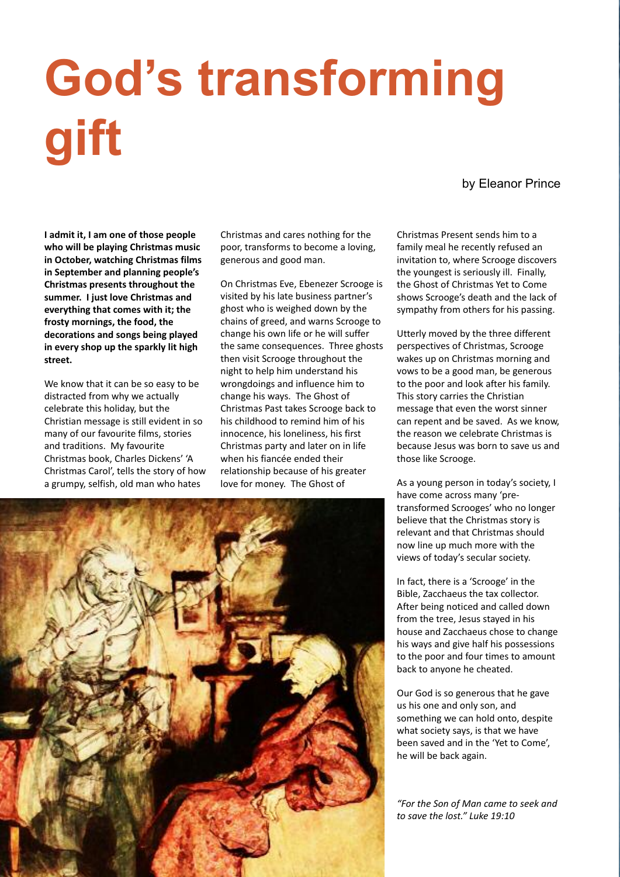# God's transforming gift

by Eleanor Prince

**I admit it, I am one of those people who will be playing Christmas music in October, watching Christmas films in September and planning people's Christmas presents throughout the summer. I just love Christmas and everything that comes with it; the frosty mornings, the food, the decorations and songs being played in every shop up the sparkly lit high street.**

We know that it can be so easy to be distracted from why we actually celebrate this holiday, but the Christian message is still evident in so many of our favourite films, stories and traditions. My favourite Christmas book, Charles Dickens' 'A Christmas Carol', tells the story of how a grumpy, selfish, old man who hates Christmas and cares nothing for the poor, transforms to become a loving, generous and good man.

On Christmas Eve, Ebenezer Scrooge is visited by his late business partner's ghost who is weighed down by the chains of greed, and warns Scrooge to change his own life or he will suffer the same consequences. Three ghosts then visit Scrooge throughout the night to help him understand his wrongdoings and influence him to change his ways. The Ghost of Christmas Past takes Scrooge back to his childhood to remind him of his innocence, his loneliness, his first Christmas party and later on in life when his fiancée ended their relationship because of his greater love for money. The Ghost of Christmas Present sends him to a family meal he recently refused an invitation to, where Scrooge discovers the youngest is seriously ill. Finally, the Ghost of Christmas Yet to Come shows Scrooge's death and the lack of sympathy from others for his passing.

Utterly moved by the three different perspectives of Christmas, Scrooge wakes up on Christmas morning and vows to be a good man, be generous to the poor and look after his family. This story carries the Christian message that even the worst sinner can repent and be saved. As we know, the reason we celebrate Christmas is because Jesus was born to save us and those like Scrooge.

As a young person in today's society, I have come across many 'pre-transformed Scrooges' who no longer believe that the Christmas story is relevant and that Christmas should now line up much more with the views of today's secular society.

In fact, there is a 'Scrooge' in the Bible, Zacchaeus the tax collector. After being noticed and called down from the tree, Jesus stayed in his house and Zacchaeus chose to change his ways and give half his possessions to the poor and four times to amount back to anyone he cheated.

Our God is so generous that he gave us his one and only son, and something we can hold onto, despite what society says, is that we have been saved and in the 'Yet to Come', he will be back again.

*"For the Son of Man came to seek and to save the lost." Luke 19:10*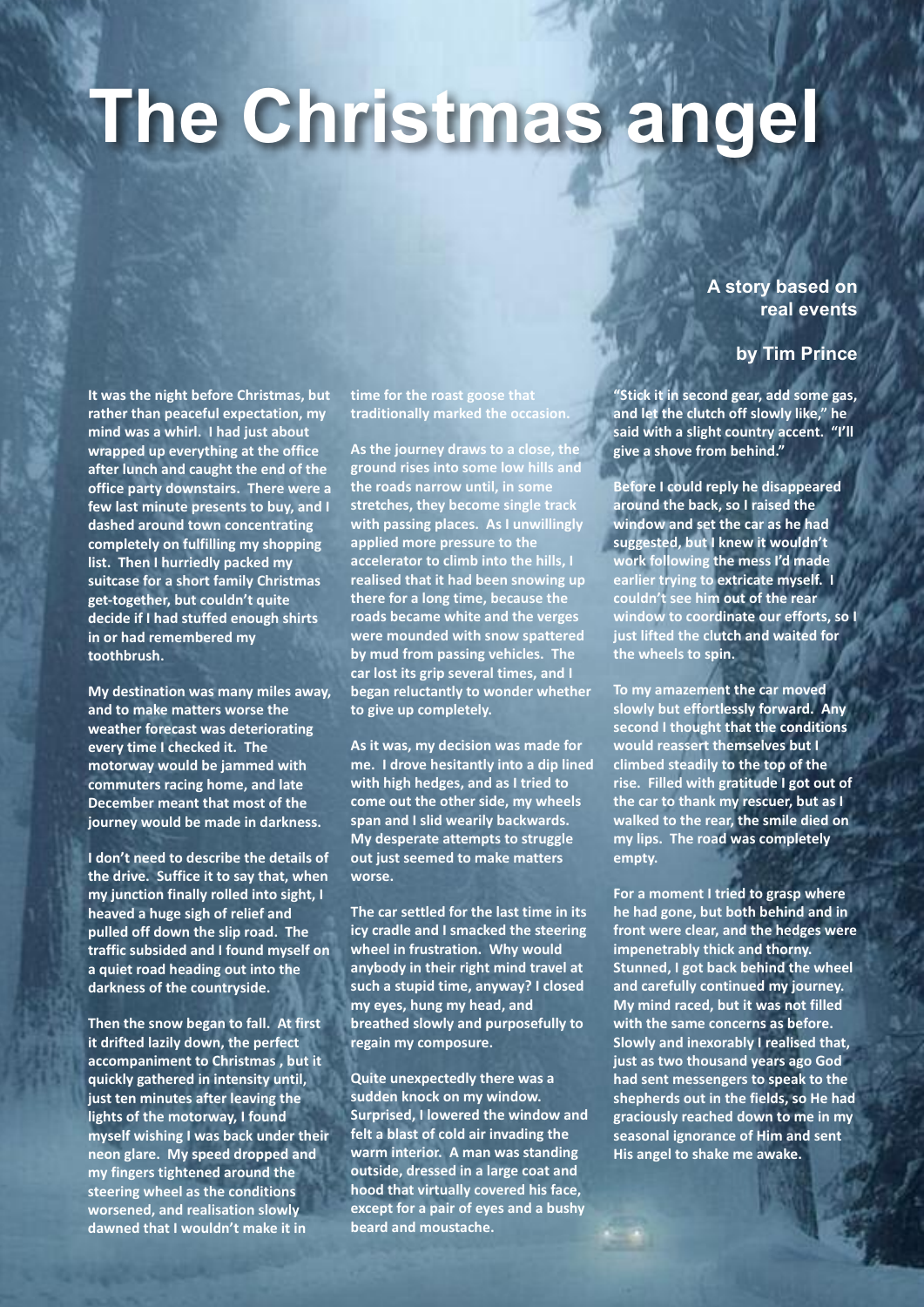# The Christmas angel

**A story based on real events**

**by Tim Prince**

It was the night before Christmas, but rather than peaceful expectation, my mind was a whirl. I had just about wrapped up everything at the office after lunch and caught the end of the office party downstairs. There were a few last minute presents to buy, and I dashed around town concentrating completely on fulfilling my shopping list. Then I hurriedly packed my suitcase for a short family Christmas get-together, but couldn't quite decide if I had stuffed enough shirts in or had remembered my toothbrush.

My destination was many miles away, and to make matters worse the weather forecast was deteriorating every time I checked it. The motorway would be jammed with commuters racing home, and late December meant that most of the journey would be made in darkness.

I don't need to describe the details of the drive. Suffice it to say that, when my junction finally rolled into sight, I heaved a huge sigh of relief and pulled off down the slip road. The traffic subsided and I found myself on a quiet road heading out into the darkness of the countryside.

Then the snow began to fall. At first it drifted lazily down, the perfect accompaniment to Christmas , but it quickly gathered in intensity until, just ten minutes after leaving the lights of the motorway, I found myself wishing I was back under their neon glare. My speed dropped and my fingers tightened around the steering wheel as the conditions worsened, and realisation slowly dawned that I wouldn't make it in time for the roast goose that traditionally marked the occasion.

As the journey draws to a close, the ground rises into some low hills and the roads narrow until, in some stretches, they become single track with passing places. As I unwillingly applied more pressure to the accelerator to climb into the hills, I realised that it had been snowing up there for a long time, because the roads became white and the verges were mounded with snow spattered by mud from passing vehicles. The car lost its grip several times, and I began reluctantly to wonder whether to give up completely.

As it was, my decision was made for me. I drove hesitantly into a dip lined with high hedges, and as I tried to come out the other side, my wheels span and I slid wearily backwards. My desperate attempts to struggle out just seemed to make matters worse.

The car settled for the last time in its icy cradle and I smacked the steering wheel in frustration. Why would anybody in their right mind travel at such a stupid time, anyway? I closed my eyes, hung my head, and breathed slowly and purposefully to regain my composure.

Quite unexpectedly there was a sudden knock on my window. Surprised, I lowered the window and felt a blast of cold air invading the warm interior. A man was standing outside, dressed in a large coat and hood that virtually covered his face, except for a pair of eyes and a bushy beard and moustache.

"Stick it in second gear, add some gas, and let the clutch off slowly like," he said with a slight country accent. "I'll give a shove from behind."

Before I could reply he disappeared around the back, so I raised the window and set the car as he had suggested, but I knew it wouldn't work following the mess I'd made earlier trying to extricate myself. I couldn't see him out of the rear window to coordinate our efforts, so I just lifted the clutch and waited for the wheels to spin.

To my amazement the car moved slowly but effortlessly forward. Any second I thought that the conditions would reassert themselves but I climbed steadily to the top of the rise. Filled with gratitude I got out of the car to thank my rescuer, but as I walked to the rear, the smile died on my lips. The road was completely empty.

For a moment I tried to grasp where he had gone, but both behind and in front were clear, and the hedges were impenetrably thick and thorny. Stunned, I got back behind the wheel and carefully continued my journey. My mind raced, but it was not filled with the same concerns as before. Slowly and inexorably I realised that, just as two thousand years ago God had sent messengers to speak to the shepherds out in the fields, so He had graciously reached down to me in my seasonal ignorance of Him and sent His angel to shake me awake.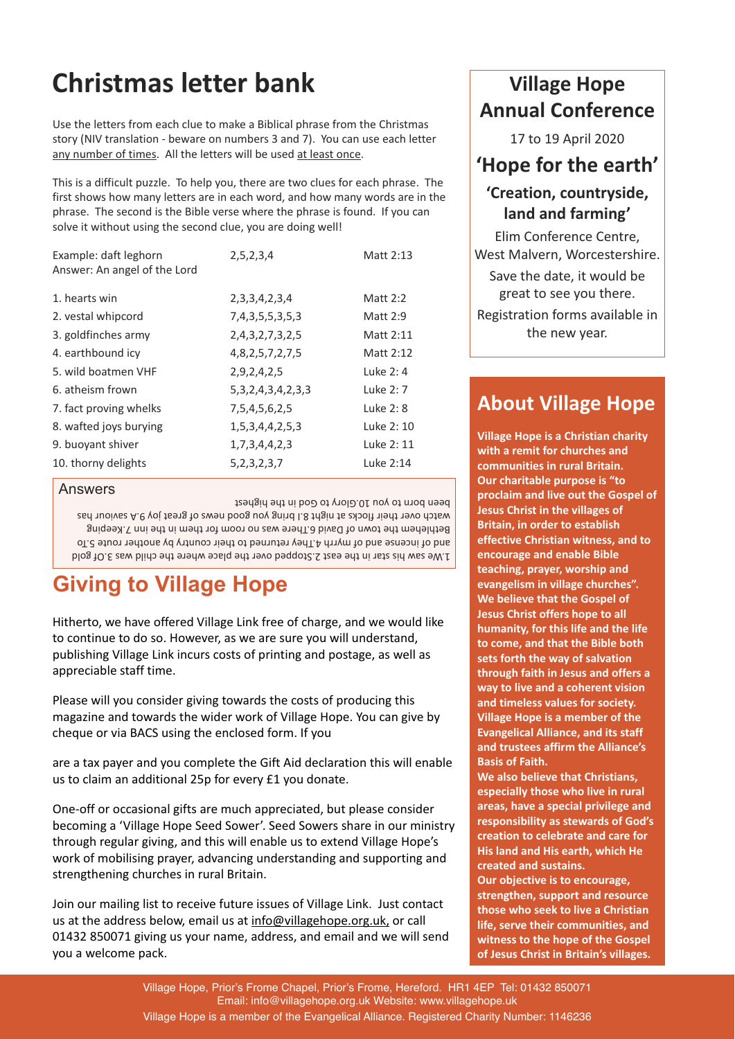# Christmas letter bank

Use the letters from each clue to make a Biblical phrase from the Christmas story (NIV translation - beware on numbers 3 and 7). You can use each letter any number of times. All the letters will be used at least once.

This is a difficult puzzle. To help you, there are two clues for each phrase. The first shows how many letters are in each word, and how many words are in the phrase. The second is the Bible verse where the phrase is found. If you can solve it without using the second clue, you are doing well!

| | | |
|---|---|---|
| Example: daft leghorn<br>Answer: An angel of the Lord | 2,5,2,3,4 | Matt 2:13 |
| 1. hearts win | 2,3,3,4,2,3,4 | Matt 2:2 |
| 2. vestal whipcord | 7,4,3,5,5,3,5,3 | Matt 2:9 |
| 3. goldfinches army | 2,4,3,2,7,3,2,5 | Matt 2:11 |
| 4. earthbound icy | 4,8,2,5,7,2,7,5 | Matt 2:12 |
| 5. wild boatmen VHF | 2,9,2,4,2,5 | Luke 2: 4 |
| 6. atheism frown | 5,3,2,4,3,4,2,3,3 | Luke 2: 7 |
| 7. fact proving whelks | 7,5,4,5,6,2,5 | Luke 2: 8 |
| 8. wafted joys burying | 1,5,3,4,4,2,5,3 | Luke 2: 10 |
| 9. buoyant shiver | 1,7,3,4,4,2,3 | Luke 2: 11 |
| 10. thorny delights | 5,2,3,2,3,7 | Luke 2:14 |

### Answers

1.We saw his star in the east 2.Stopped over the place where the child was 3.Of gold and of incense and of myrrh 4.They returned to their country by another route 5.To Bethlehem the town of David 6.There was no room for them in the inn 7.Keeping watch over their flocks at night 8.I bring you good news of great joy 9.A saviour has been born to you 10.Glory to God in the highest

## Giving to Village Hope

Hitherto, we have offered Village Link free of charge, and we would like to continue to do so. However, as we are sure you will understand, publishing Village Link incurs costs of printing and postage, as well as appreciable staff time.

Please will you consider giving towards the costs of producing this magazine and towards the wider work of Village Hope. You can give by cheque or via BACS using the enclosed form. If you

are a tax payer and you complete the Gift Aid declaration this will enable us to claim an additional 25p for every £1 you donate.

One-off or occasional gifts are much appreciated, but please consider becoming a 'Village Hope Seed Sower'. Seed Sowers share in our ministry through regular giving, and this will enable us to extend Village Hope's work of mobilising prayer, advancing understanding and supporting and strengthening churches in rural Britain.

Join our mailing list to receive future issues of Village Link. Just contact us at the address below, email us at info@villagehope.org.uk, or call 01432 850071 giving us your name, address, and email and we will send you a welcome pack.

## Village Hope Annual Conference

17 to 19 April 2020

### 'Hope for the earth'

### 'Creation, countryside, land and farming'

Elim Conference Centre, West Malvern, Worcestershire.

Save the date, it would be great to see you there.

Registration forms available in the new year.

## About Village Hope

**Village Hope is a Christian charity with a remit for churches and communities in rural Britain. Our charitable purpose is "to proclaim and live out the Gospel of Jesus Christ in the villages of Britain, in order to establish effective Christian witness, and to encourage and enable Bible teaching, prayer, worship and evangelism in village churches". We believe that the Gospel of Jesus Christ offers hope to all humanity, for this life and the life to come, and that the Bible both sets forth the way of salvation through faith in Jesus and offers a way to live and a coherent vision and timeless values for society. Village Hope is a member of the Evangelical Alliance, and its staff and trustees affirm the Alliance's Basis of Faith.**

**We also believe that Christians, especially those who live in rural areas, have a special privilege and responsibility as stewards of God's creation to celebrate and care for His land and His earth, which He created and sustains.**

**Our objective is to encourage, strengthen, support and resource those who seek to live a Christian life, serve their communities, and witness to the hope of the Gospel of Jesus Christ in Britain's villages.**

Village Hope, Prior's Frome Chapel, Prior's Frome, Hereford. HR1 4EP Tel: 01432 850071
Email: info@villagehope.org.uk Website: www.villagehope.uk
Village Hope is a member of the Evangelical Alliance. Registered Charity Number: 1146236